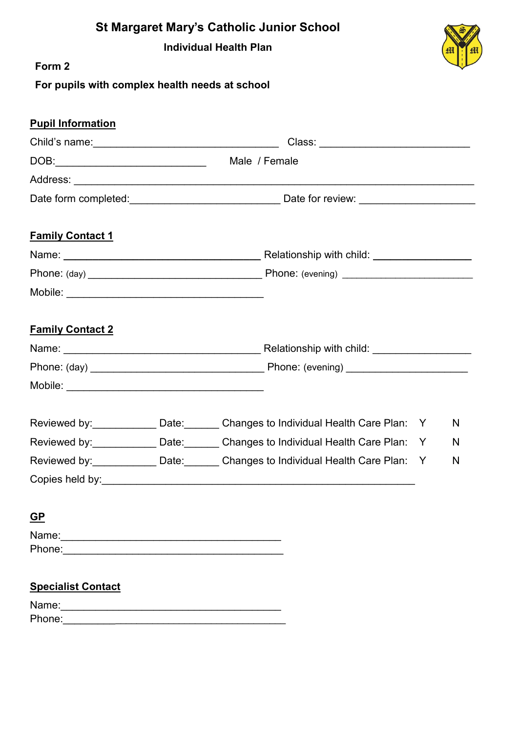# St Margaret Mary's Catholic Junior School

## Individual Health Plan

**Form 2**

**For pupils with complex health needs at school**

**Pupil Information**

Child's name:________________________________ Class: __________________________

DOB:__________________________ Male / Female

Address: ______________________________________________________________________

Date form completed:__________________________ Date for review: ____________________

**Family Contact 1**

Name: __________________________________ Relationship with child: ________________

Phone: (day) ______________________________ Phone: (evening) ______________________

Mobile: __________________________________

**Family Contact 2**

Name: __________________________________ Relationship with child: ________________

Phone: (day) ______________________________ Phone: (evening) _____________________

Mobile: __________________________________

Reviewed by:___________ Date:______ Changes to Individual Health Care Plan: Y N

Reviewed by:___________ Date:______ Changes to Individual Health Care Plan: Y N

Reviewed by:___________ Date:______ Changes to Individual Health Care Plan: Y N

Copies held by:_______________________________________________________

**GP**

Name:______________________________________

Phone:______________________________________

**Specialist Contact**

Name:______________________________________

Phone:______________________________________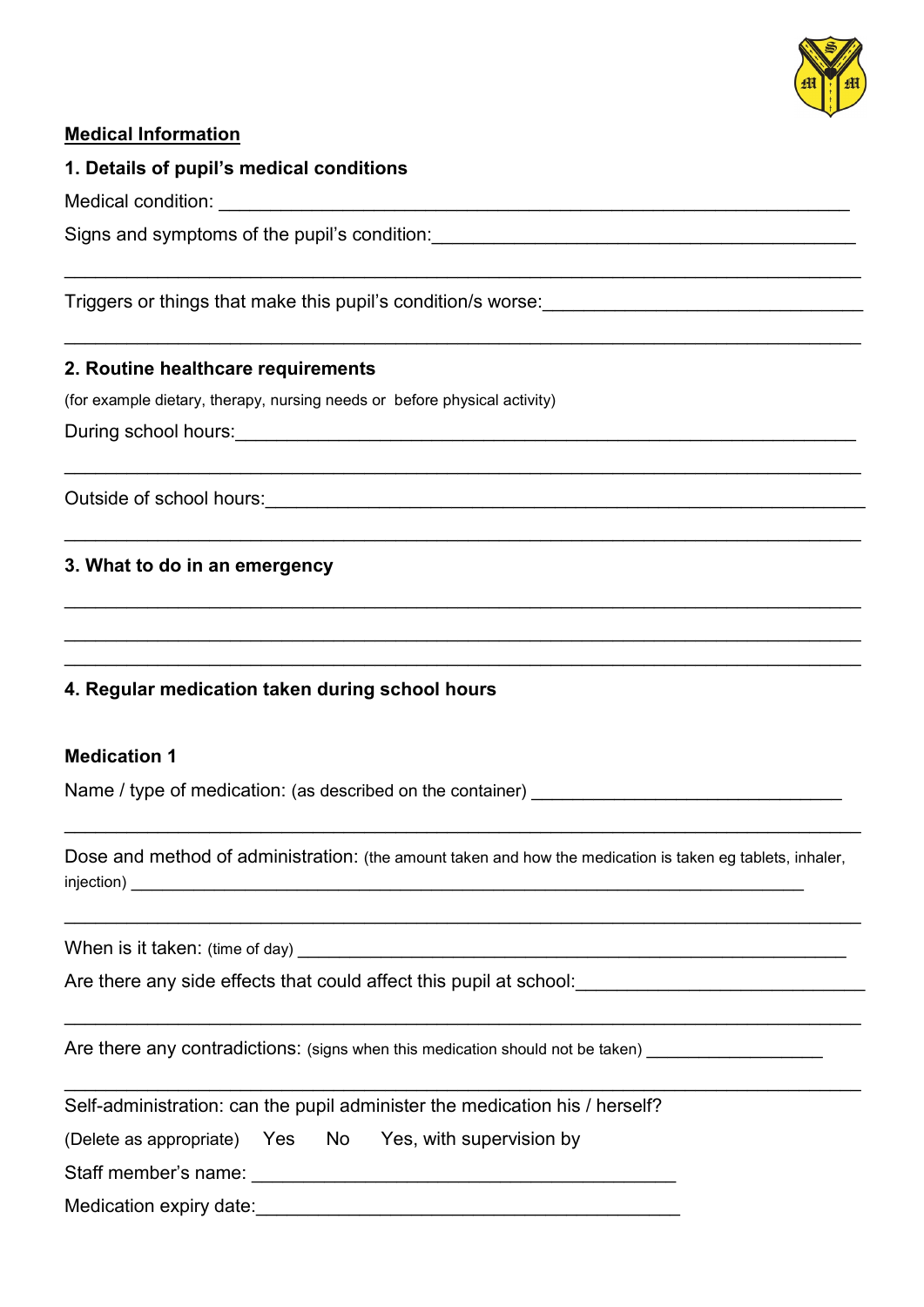**Medical Information**

**1. Details of pupil's medical conditions**

Medical condition: ________________________________________________________________

Signs and symptoms of the pupil's condition:_________________________________________

______________________________________________________________________________

Triggers or things that make this pupil's condition/s worse:______________________________

______________________________________________________________________________

**2. Routine healthcare requirements**

(for example dietary, therapy, nursing needs or before physical activity)

During school hours:____________________________________________________________

______________________________________________________________________________

Outside of school hours:_________________________________________________________

______________________________________________________________________________

**3. What to do in an emergency**

______________________________________________________________________________

______________________________________________________________________________

______________________________________________________________________________

**4. Regular medication taken during school hours**

**Medication 1**

Name / type of medication: (as described on the container) ______________________________

______________________________________________________________________________

Dose and method of administration: (the amount taken and how the medication is taken eg tablets, inhaler, injection) ______________________________________________________________

______________________________________________________________________________

When is it taken: (time of day) ___________________________________________________

Are there any side effects that could affect this pupil at school:___________________________

______________________________________________________________________________

Are there any contradictions: (signs when this medication should not be taken) ________________

______________________________________________________________________________

Self-administration: can the pupil administer the medication his / herself?

(Delete as appropriate) Yes No Yes, with supervision by

Staff member's name: _____________________________________________

Medication expiry date:____________________________________________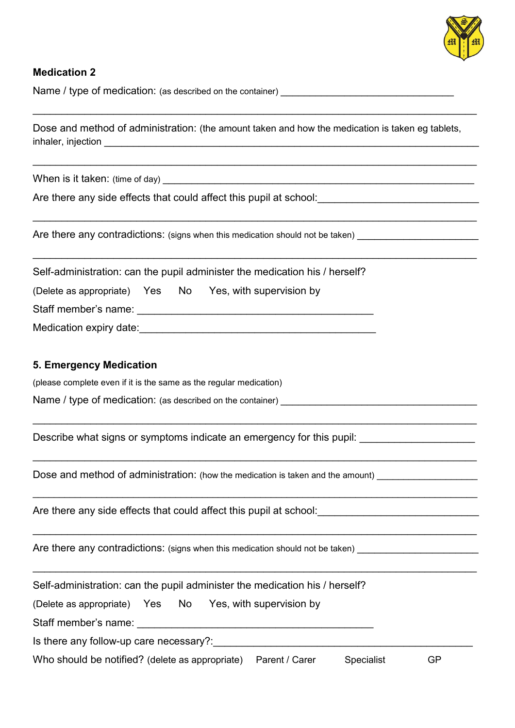**Medication 2**

Name / type of medication: (as described on the container) ________________________________

______________________________________________________________________________

Dose and method of administration: (the amount taken and how the medication is taken eg tablets, inhaler, injection ____________________________________________________________

______________________________________________________________________________

When is it taken: (time of day) ________________________________________________________

Are there any side effects that could affect this pupil at school:_________________________

______________________________________________________________________________

Are there any contradictions: (signs when this medication should not be taken) ____________________

______________________________________________________________________________

Self-administration: can the pupil administer the medication his / herself?

(Delete as appropriate) Yes No Yes, with supervision by

Staff member's name: ______________________________________________

Medication expiry date:_____________________________________________

**5. Emergency Medication**

(please complete even if it is the same as the regular medication)

Name / type of medication: (as described on the container) ____________________________________

______________________________________________________________________________

Describe what signs or symptoms indicate an emergency for this pupil: ____________________

______________________________________________________________________________

Dose and method of administration: (how the medication is taken and the amount) __________________

______________________________________________________________________________

Are there any side effects that could affect this pupil at school:_________________________

______________________________________________________________________________

Are there any contradictions: (signs when this medication should not be taken) ____________________

______________________________________________________________________________

Self-administration: can the pupil administer the medication his / herself?

(Delete as appropriate) Yes No Yes, with supervision by

Staff member's name: ______________________________________________

Is there any follow-up care necessary?:_____________________________________________

Who should be notified? (delete as appropriate) Parent / Carer Specialist GP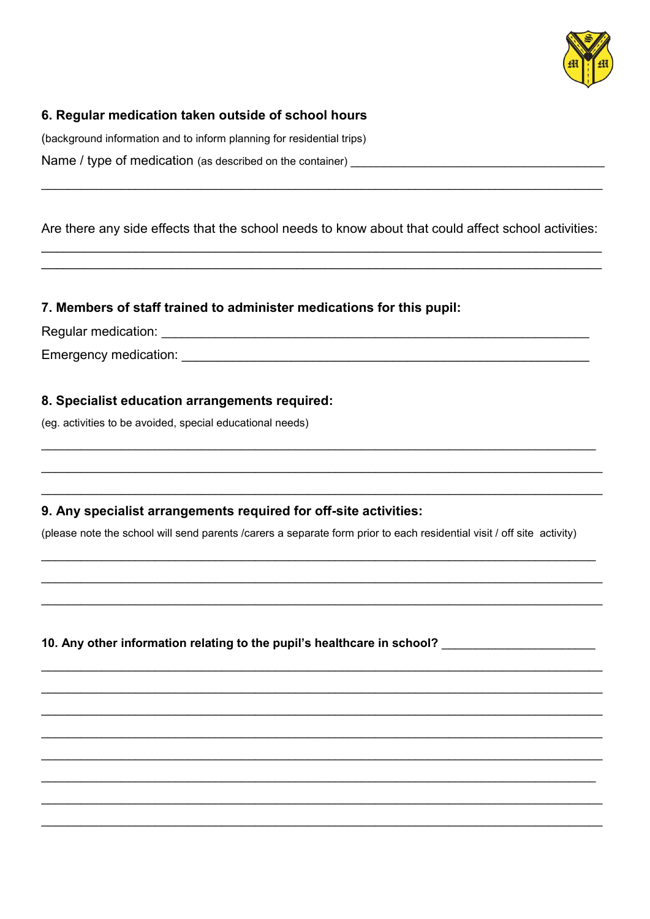### 6. Regular medication taken outside of school hours

(background information and to inform planning for residential trips)

Name / type of medication (as described on the container) ______________________________________

_____________________________________________________________________________

Are there any side effects that the school needs to know about that could affect school activities:

_____________________________________________________________________________

_____________________________________________________________________________

### 7. Members of staff trained to administer medications for this pupil:

Regular medication: ______________________________________________________________

Emergency medication: ____________________________________________________________

### 8. Specialist education arrangements required:

(eg. activities to be avoided, special educational needs)

_____________________________________________________________________________

_____________________________________________________________________________

_____________________________________________________________________________

### 9. Any specialist arrangements required for off-site activities:

(please note the school will send parents /carers a separate form prior to each residential visit / off site activity)

_____________________________________________________________________________

_____________________________________________________________________________

_____________________________________________________________________________

### 10. Any other information relating to the pupil's healthcare in school? ______________________

_____________________________________________________________________________

_____________________________________________________________________________

_____________________________________________________________________________

_____________________________________________________________________________

_____________________________________________________________________________

_____________________________________________________________________________

_____________________________________________________________________________

_____________________________________________________________________________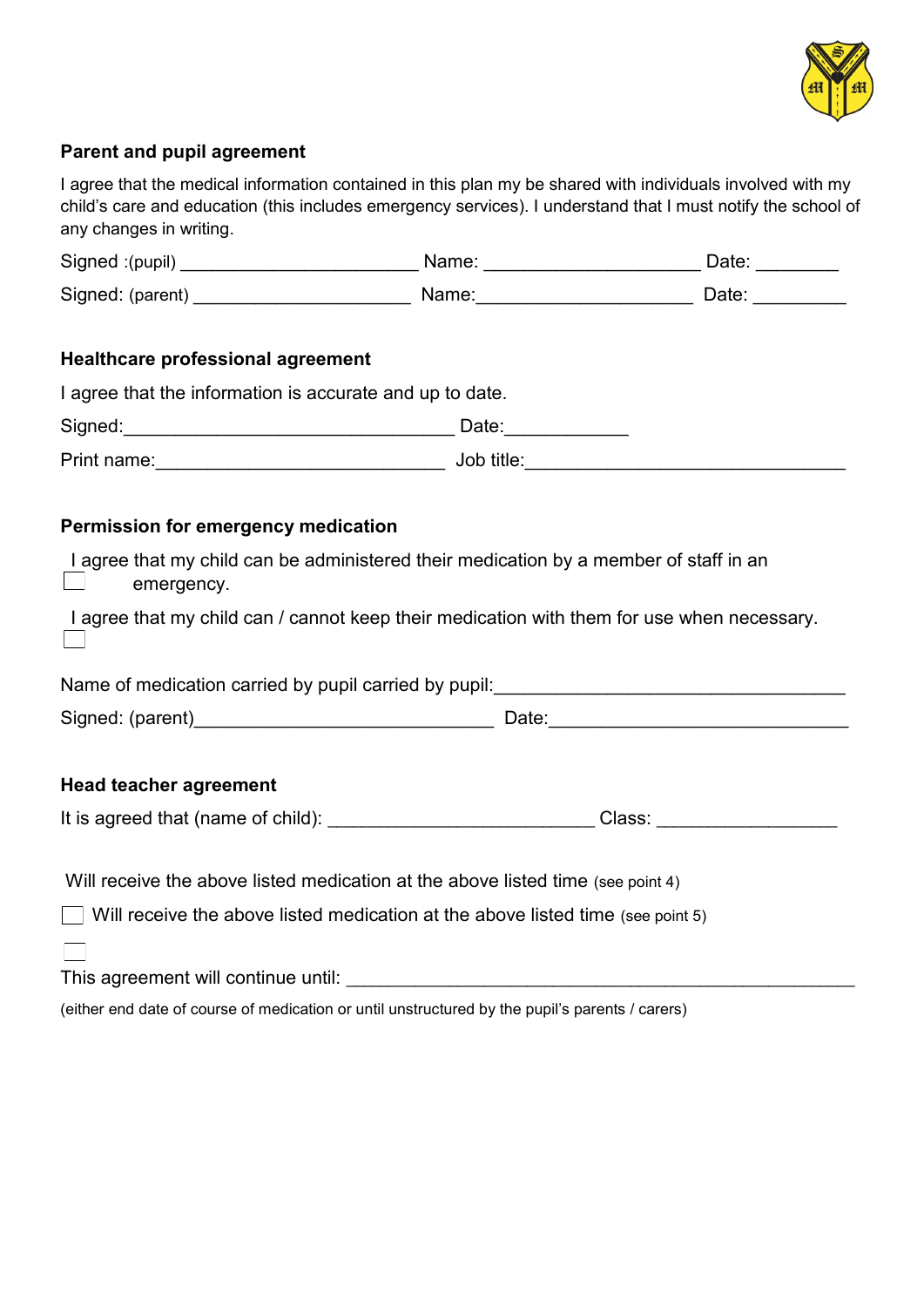### Parent and pupil agreement

I agree that the medical information contained in this plan my be shared with individuals involved with my child's care and education (this includes emergency services). I understand that I must notify the school of any changes in writing.

Signed :(pupil) ______________________ Name: ____________________ Date: ________

Signed: (parent) ____________________ Name:____________________ Date: _________

### Healthcare professional agreement

I agree that the information is accurate and up to date.

Signed:______________________________ Date:___________

Print name:___________________________ Job title:______________________________

### Permission for emergency medication

☐ I agree that my child can be administered their medication by a member of staff in an emergency.

☐ I agree that my child can / cannot keep their medication with them for use when necessary.

Name of medication carried by pupil carried by pupil:______________________________

Signed: (parent)____________________________ Date:____________________________

### Head teacher agreement

It is agreed that (name of child): _________________________ Class: ________________

Will receive the above listed medication at the above listed time (see point 4)

☐ Will receive the above listed medication at the above listed time (see point 5)

☐

This agreement will continue until: ______________________________________________

(either end date of course of medication or until unstructured by the pupil's parents / carers)